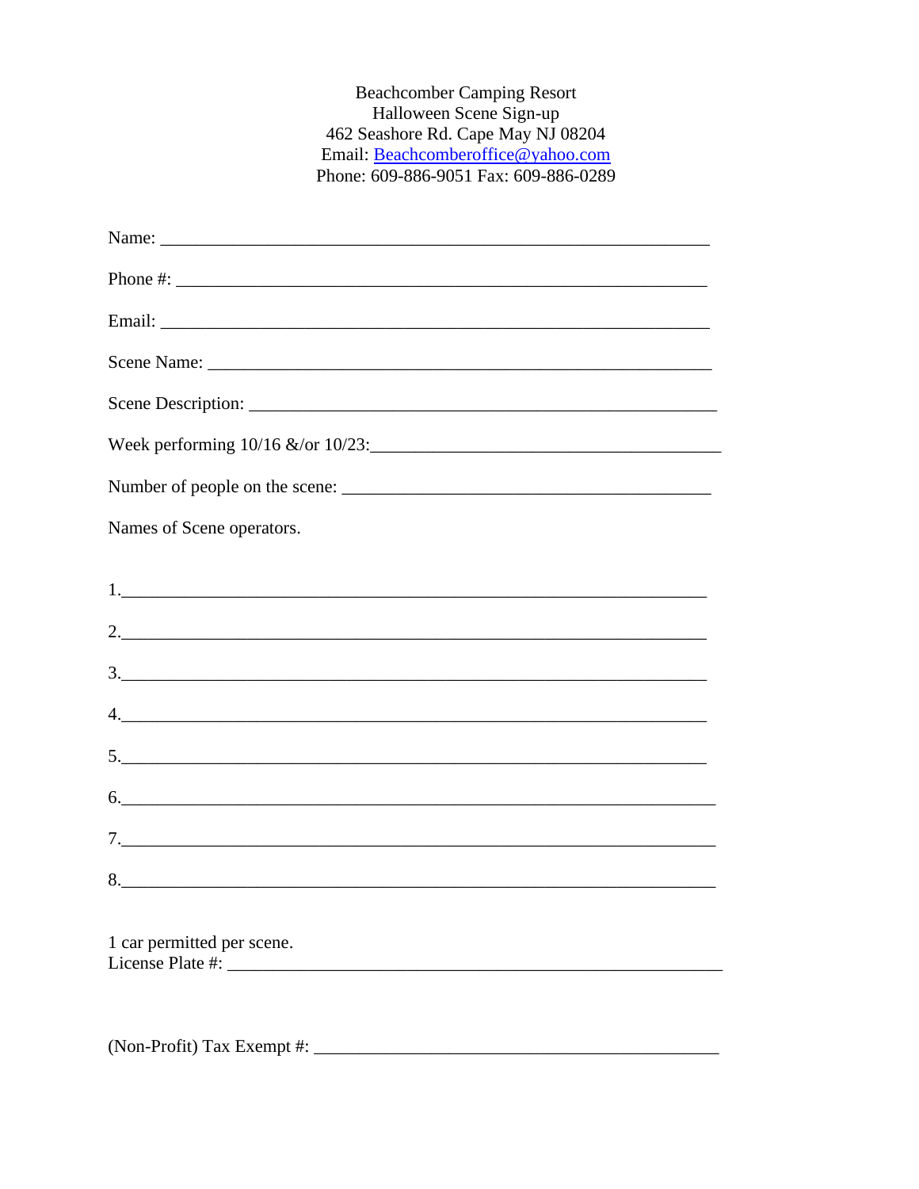Beachcomber Camping Resort
Halloween Scene Sign-up
462 Seashore Rd. Cape May NJ 08204
Email: Beachcomberoffice@yahoo.com
Phone: 609-886-9051 Fax: 609-886-0289

Name: ___________________________________________________________

Phone #: _________________________________________________________

Email: ___________________________________________________________

Scene Name: ______________________________________________________

Scene Description: _________________________________________________

Week performing 10/16 &/or 10/23:_____________________________________

Number of people on the scene: ______________________________________

Names of Scene operators.

1.___________________________________________________________

2.___________________________________________________________

3.___________________________________________________________

4.___________________________________________________________

5.___________________________________________________________

6.___________________________________________________________

7.___________________________________________________________

8.___________________________________________________________

1 car permitted per scene.
License Plate #: ____________________________________________________

(Non-Profit) Tax Exempt #: ___________________________________________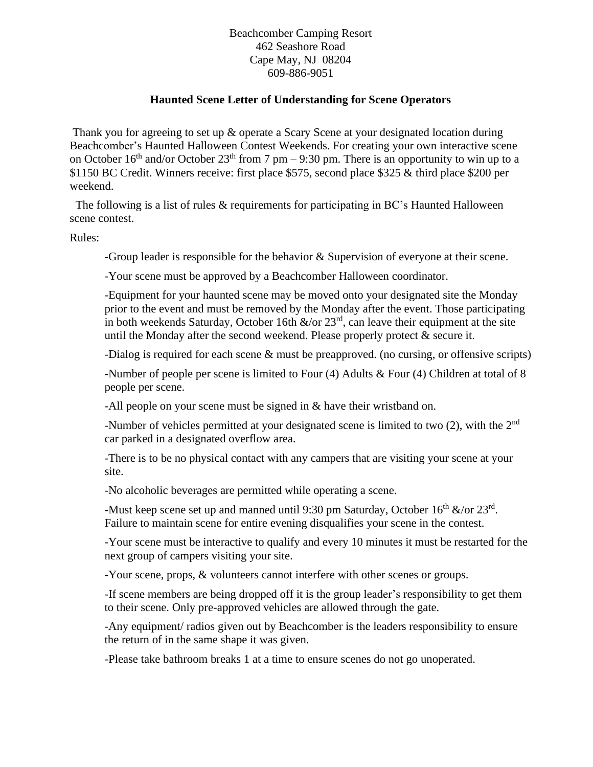Beachcomber Camping Resort
462 Seashore Road
Cape May, NJ 08204
609-886-9051

**Haunted Scene Letter of Understanding for Scene Operators**

Thank you for agreeing to set up & operate a Scary Scene at your designated location during Beachcomber's Haunted Halloween Contest Weekends. For creating your own interactive scene on October 16th and/or October 23th from 7 pm – 9:30 pm. There is an opportunity to win up to a $1150 BC Credit. Winners receive: first place $575, second place $325 & third place $200 per weekend.

The following is a list of rules & requirements for participating in BC's Haunted Halloween scene contest.

Rules:

-Group leader is responsible for the behavior & Supervision of everyone at their scene.

-Your scene must be approved by a Beachcomber Halloween coordinator.

-Equipment for your haunted scene may be moved onto your designated site the Monday prior to the event and must be removed by the Monday after the event. Those participating in both weekends Saturday, October 16th &/or 23rd, can leave their equipment at the site until the Monday after the second weekend. Please properly protect & secure it.

-Dialog is required for each scene & must be preapproved. (no cursing, or offensive scripts)

-Number of people per scene is limited to Four (4) Adults & Four (4) Children at total of 8 people per scene.

-All people on your scene must be signed in & have their wristband on.

-Number of vehicles permitted at your designated scene is limited to two (2), with the 2nd car parked in a designated overflow area.

-There is to be no physical contact with any campers that are visiting your scene at your site.

-No alcoholic beverages are permitted while operating a scene.

-Must keep scene set up and manned until 9:30 pm Saturday, October 16th &/or 23rd. Failure to maintain scene for entire evening disqualifies your scene in the contest.

-Your scene must be interactive to qualify and every 10 minutes it must be restarted for the next group of campers visiting your site.

-Your scene, props, & volunteers cannot interfere with other scenes or groups.

-If scene members are being dropped off it is the group leader's responsibility to get them to their scene. Only pre-approved vehicles are allowed through the gate.

-Any equipment/ radios given out by Beachcomber is the leaders responsibility to ensure the return of in the same shape it was given.

-Please take bathroom breaks 1 at a time to ensure scenes do not go unoperated.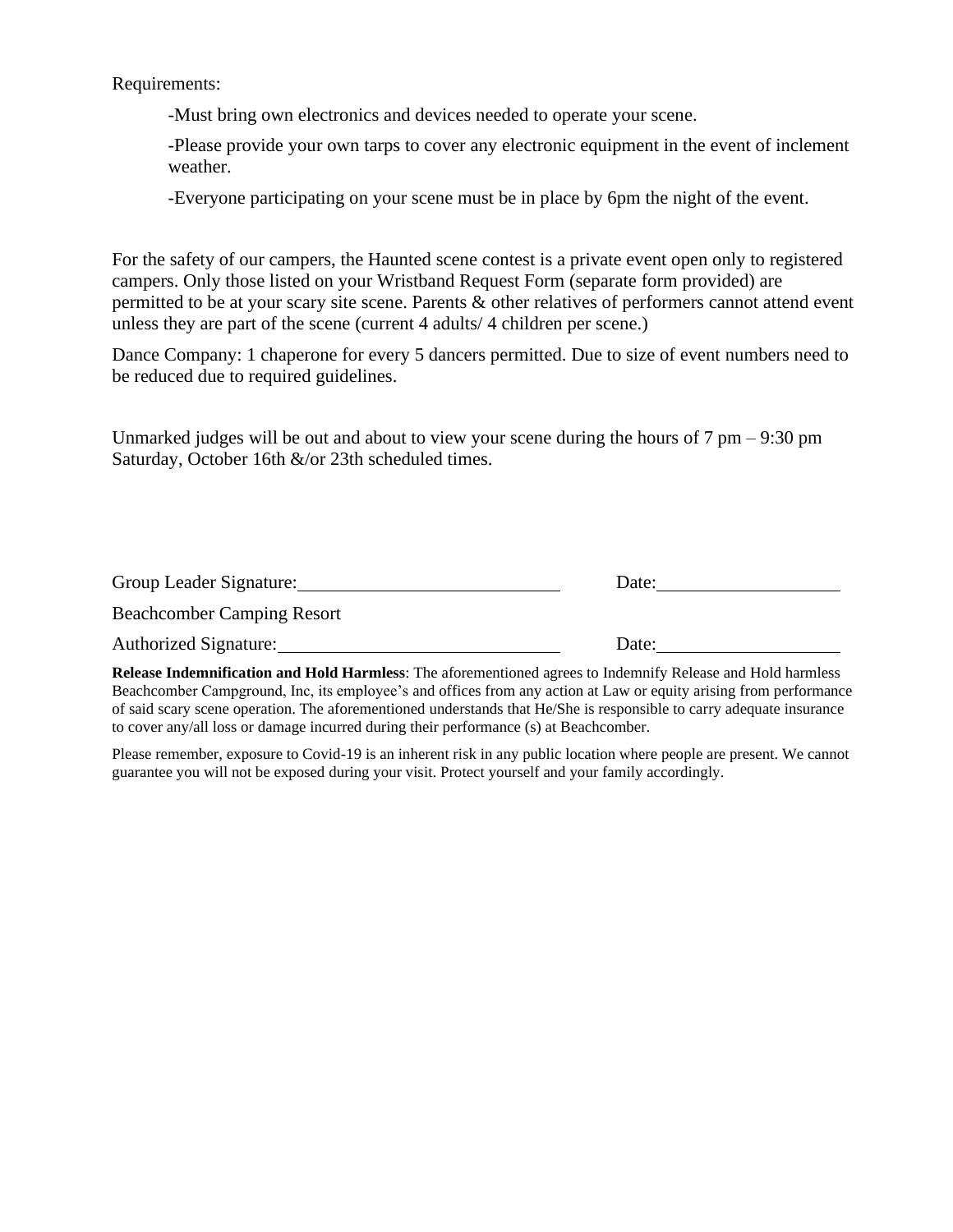Requirements:

- -Must bring own electronics and devices needed to operate your scene.
- -Please provide your own tarps to cover any electronic equipment in the event of inclement weather.
- -Everyone participating on your scene must be in place by 6pm the night of the event.

For the safety of our campers, the Haunted scene contest is a private event open only to registered campers. Only those listed on your Wristband Request Form (separate form provided) are permitted to be at your scary site scene. Parents & other relatives of performers cannot attend event unless they are part of the scene (current 4 adults/ 4 children per scene.)

Dance Company: 1 chaperone for every 5 dancers permitted. Due to size of event numbers need to be reduced due to required guidelines.

Unmarked judges will be out and about to view your scene during the hours of 7 pm – 9:30 pm Saturday, October 16th &/or 23th scheduled times.

Group Leader Signature:_____________________________ Date:____________________

Beachcomber Camping Resort

Authorized Signature:_______________________________ Date:____________________

**Release Indemnification and Hold Harmless**: The aforementioned agrees to Indemnify Release and Hold harmless Beachcomber Campground, Inc, its employee's and offices from any action at Law or equity arising from performance of said scary scene operation. The aforementioned understands that He/She is responsible to carry adequate insurance to cover any/all loss or damage incurred during their performance (s) at Beachcomber.

Please remember, exposure to Covid-19 is an inherent risk in any public location where people are present. We cannot guarantee you will not be exposed during your visit. Protect yourself and your family accordingly.